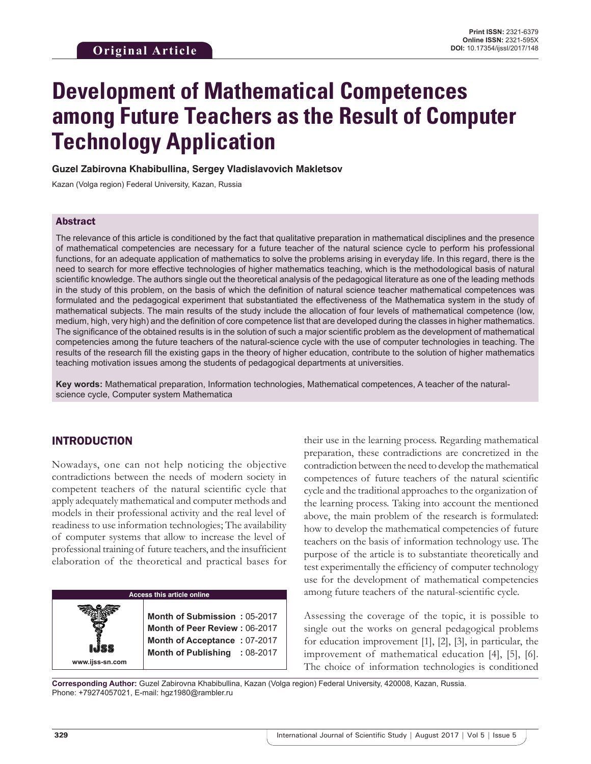Original Article

**Print ISSN:** 2321-6379
**Online ISSN:** 2321-595X
**DOI:** 10.17354/ijssl/2017/148

# Development of Mathematical Competences among Future Teachers as the Result of Computer Technology Application

**Guzel Zabirovna Khabibullina, Sergey Vladislavovich Makletsov**

Kazan (Volga region) Federal University, Kazan, Russia

## Abstract

The relevance of this article is conditioned by the fact that qualitative preparation in mathematical disciplines and the presence of mathematical competencies are necessary for a future teacher of the natural science cycle to perform his professional functions, for an adequate application of mathematics to solve the problems arising in everyday life. In this regard, there is the need to search for more effective technologies of higher mathematics teaching, which is the methodological basis of natural scientific knowledge. The authors single out the theoretical analysis of the pedagogical literature as one of the leading methods in the study of this problem, on the basis of which the definition of natural science teacher mathematical competences was formulated and the pedagogical experiment that substantiated the effectiveness of the Mathematica system in the study of mathematical subjects. The main results of the study include the allocation of four levels of mathematical competence (low, medium, high, very high) and the definition of core competence list that are developed during the classes in higher mathematics. The significance of the obtained results is in the solution of such a major scientific problem as the development of mathematical competencies among the future teachers of the natural-science cycle with the use of computer technologies in teaching. The results of the research fill the existing gaps in the theory of higher education, contribute to the solution of higher mathematics teaching motivation issues among the students of pedagogical departments at universities.

**Key words:** Mathematical preparation, Information technologies, Mathematical competences, A teacher of the natural-science cycle, Computer system Mathematica

## INTRODUCTION

Nowadays, one can not help noticing the objective contradictions between the needs of modern society in competent teachers of the natural scientific cycle that apply adequately mathematical and computer methods and models in their professional activity and the real level of readiness to use information technologies; The availability of computer systems that allow to increase the level of professional training of future teachers, and the insufficient elaboration of the theoretical and practical bases for their use in the learning process. Regarding mathematical preparation, these contradictions are concretized in the contradiction between the need to develop the mathematical competences of future teachers of the natural scientific cycle and the traditional approaches to the organization of the learning process. Taking into account the mentioned above, the main problem of the research is formulated: how to develop the mathematical competencies of future teachers on the basis of information technology use. The purpose of the article is to substantiate theoretically and test experimentally the efficiency of computer technology use for the development of mathematical competencies among future teachers of the natural-scientific cycle.

Assessing the coverage of the topic, it is possible to single out the works on general pedagogical problems for education improvement [1], [2], [3], in particular, the improvement of mathematical education [4], [5], [6]. The choice of information technologies is conditioned

| Access this article online | |
|---|---|
| www.ijss-sn.com | **Month of Submission :** 05-2017<br>**Month of Peer Review :** 06-2017<br>**Month of Acceptance :** 07-2017<br>**Month of Publishing :** 08-2017 |

**Corresponding Author:** Guzel Zabirovna Khabibullina, Kazan (Volga region) Federal University, 420008, Kazan, Russia. Phone: +79274057021, E-mail: hgz1980@rambler.ru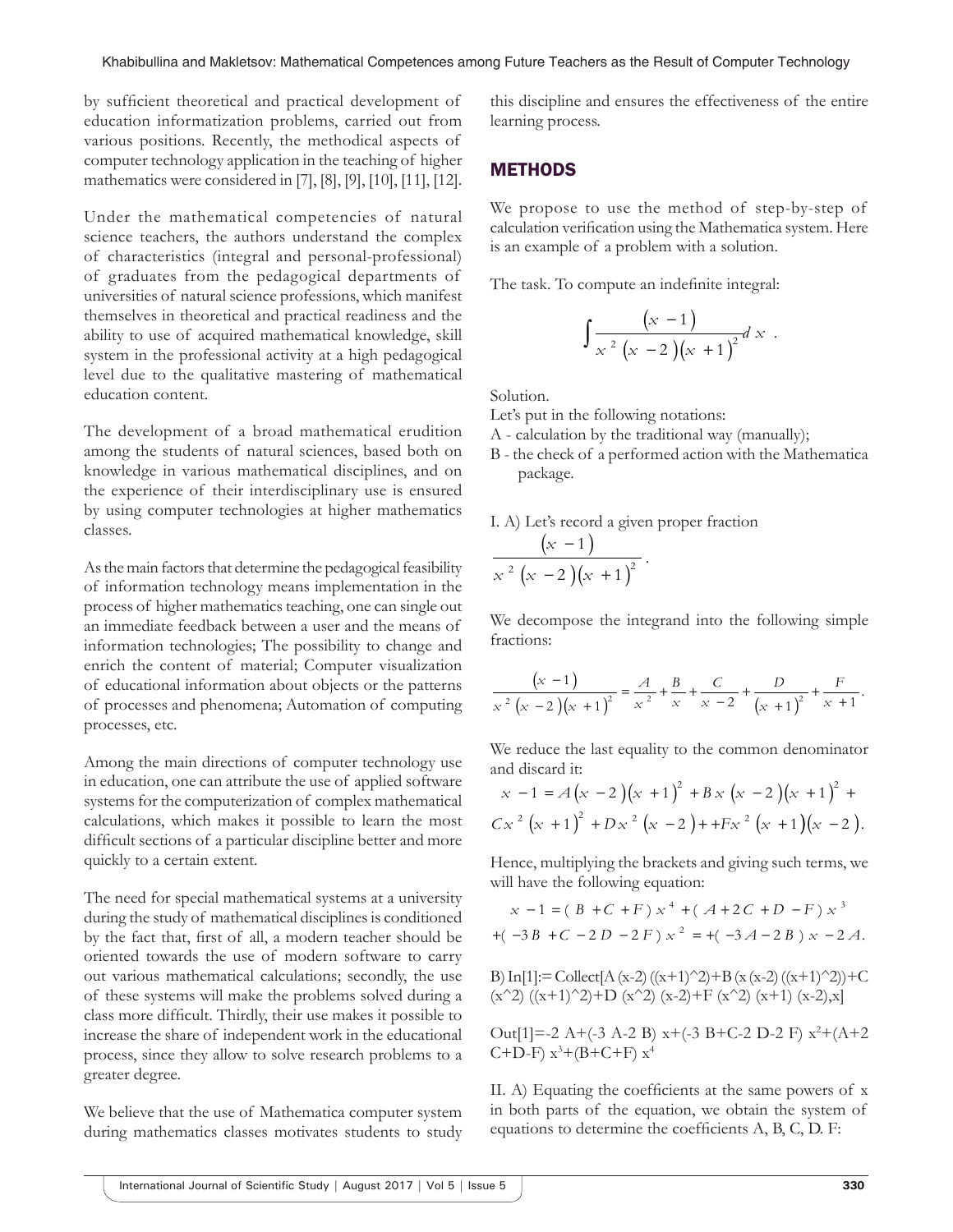by sufficient theoretical and practical development of education informatization problems, carried out from various positions. Recently, the methodical aspects of computer technology application in the teaching of higher mathematics were considered in [7], [8], [9], [10], [11], [12].

Under the mathematical competencies of natural science teachers, the authors understand the complex of characteristics (integral and personal-professional) of graduates from the pedagogical departments of universities of natural science professions, which manifest themselves in theoretical and practical readiness and the ability to use of acquired mathematical knowledge, skill system in the professional activity at a high pedagogical level due to the qualitative mastering of mathematical education content.

The development of a broad mathematical erudition among the students of natural sciences, based both on knowledge in various mathematical disciplines, and on the experience of their interdisciplinary use is ensured by using computer technologies at higher mathematics classes.

As the main factors that determine the pedagogical feasibility of information technology means implementation in the process of higher mathematics teaching, one can single out an immediate feedback between a user and the means of information technologies; The possibility to change and enrich the content of material; Computer visualization of educational information about objects or the patterns of processes and phenomena; Automation of computing processes, etc.

Among the main directions of computer technology use in education, one can attribute the use of applied software systems for the computerization of complex mathematical calculations, which makes it possible to learn the most difficult sections of a particular discipline better and more quickly to a certain extent.

The need for special mathematical systems at a university during the study of mathematical disciplines is conditioned by the fact that, first of all, a modern teacher should be oriented towards the use of modern software to carry out various mathematical calculations; secondly, the use of these systems will make the problems solved during a class more difficult. Thirdly, their use makes it possible to increase the share of independent work in the educational process, since they allow to solve research problems to a greater degree.

We believe that the use of Mathematica computer system during mathematics classes motivates students to study this discipline and ensures the effectiveness of the entire learning process.

## METHODS

We propose to use the method of step-by-step of calculation verification using the Mathematica system. Here is an example of a problem with a solution.

The task. To compute an indefinite integral:

$$\int \frac{(x-1)}{x^2(x-2)(x+1)^2}dx .$$

Solution.

Let's put in the following notations:

A - calculation by the traditional way (manually);

B - the check of a performed action with the Mathematica package.

I. A) Let's record a given proper fraction

$$\frac{(x-1)}{x^2(x-2)(x+1)^2}.$$

We decompose the integrand into the following simple fractions:

$$\frac{(x-1)}{x^2(x-2)(x+1)^2} = \frac{A}{x^2} + \frac{B}{x} + \frac{C}{x-2} + \frac{D}{(x+1)^2} + \frac{F}{x+1}.$$

We reduce the last equality to the common denominator and discard it:

$$x-1 = A(x-2)(x+1)^2 + Bx(x-2)(x+1)^2 + Cx^2(x+1)^2 + Dx^2(x-2) + +Fx^2(x+1)(x-2).$$

Hence, multiplying the brackets and giving such terms, we will have the following equation:

$$x-1 = (B+C+F)x^4 + (A+2C+D-F)x^3 + (-3B+C-2D-2F)x^2 = +(-3A-2B)x - 2A.$$

B) In[1]:= Collect[A (x-2) ((x+1)^2)+B (x (x-2) ((x+1)^2))+C (x^2) ((x+1)^2)+D (x^2) (x-2)+F (x^2) (x+1) (x-2),x]

Out[1]=-2 A+(-3 A-2 B) x+(-3 B+C-2 D-2 F) $x^2$+(A+2 C+D-F) $x^3$+(B+C+F) $x^4$

II. A) Equating the coefficients at the same powers of x in both parts of the equation, we obtain the system of equations to determine the coefficients A, B, C, D. F: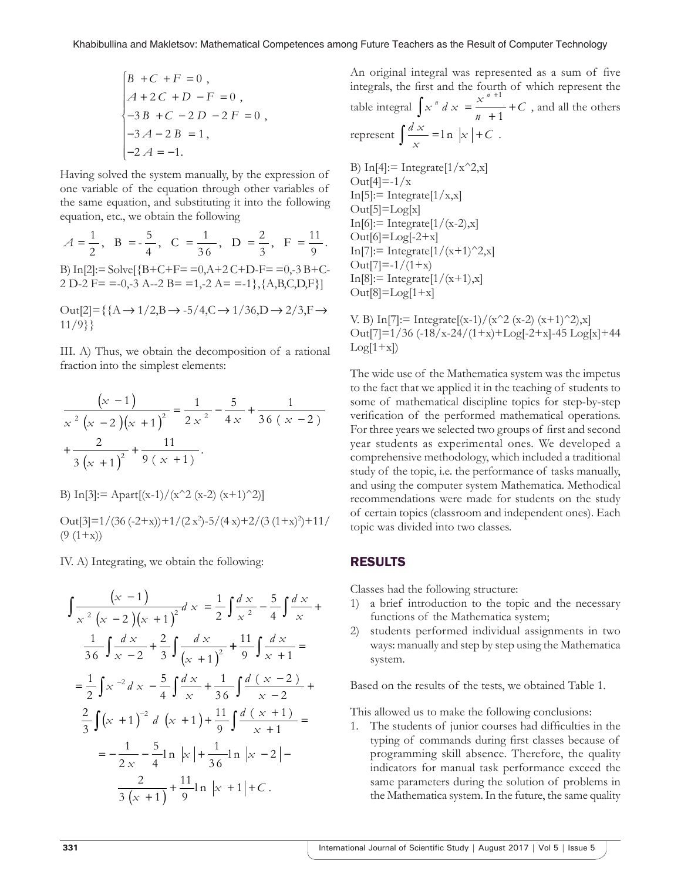$$\begin{cases} B + C + F = 0, \\ A + 2C + D - F = 0, \\ -3B + C - 2D - 2F = 0, \\ -3A - 2B = 1, \\ -2A = -1. \end{cases}$$

Having solved the system manually, by the expression of one variable of the equation through other variables of the same equation, and substituting it into the following equation, etc., we obtain the following

$$A = \frac{1}{2},\ \ B = -\frac{5}{4},\ \ C = \frac{1}{36},\ \ D = \frac{2}{3},\ \ F = \frac{11}{9}.$$

B) In[2]:= Solve[{B+C+F= =0,A+2 C+D-F= =0,-3 B+C-2 D-2 F= =-0,-3 A--2 B= =1,-2 A= =-1},{A,B,C,D,F}]

Out[2]={{A→1/2,B→-5/4,C→1/36,D→2/3,F→11/9}}

III. A) Thus, we obtain the decomposition of a rational fraction into the simplest elements:

$$\frac{(x-1)}{x^2(x-2)(x+1)^2} = \frac{1}{2x^2} - \frac{5}{4x} + \frac{1}{36(x-2)} + \frac{2}{3(x+1)^2} + \frac{11}{9(x+1)}.$$

B) In[3]:= Apart[(x-1)/(x^2 (x-2) (x+1)^2)]

Out[3]=1/(36 (-2+x))+1/(2 x²)-5/(4 x)+2/(3 (1+x)²)+11/(9 (1+x))

IV. A) Integrating, we obtain the following:

$$\int \frac{(x-1)}{x^2(x-2)(x+1)^2}dx = \frac{1}{2}\int\frac{dx}{x^2} - \frac{5}{4}\int\frac{dx}{x} + \frac{1}{36}\int\frac{dx}{x-2} + \frac{2}{3}\int\frac{dx}{(x+1)^2} + \frac{11}{9}\int\frac{dx}{x+1} =$$

$$= \frac{1}{2}\int x^{-2}dx - \frac{5}{4}\int\frac{dx}{x} + \frac{1}{36}\int\frac{d(x-2)}{x-2} + \frac{2}{3}\int(x+1)^{-2}d(x+1) + \frac{11}{9}\int\frac{d(x+1)}{x+1} =$$

$$= -\frac{1}{2x} - \frac{5}{4}\ln|x| + \frac{1}{36}\ln|x-2| - \frac{2}{3(x+1)} + \frac{11}{9}\ln|x+1| + C.$$

An original integral was represented as a sum of five integrals, the first and the fourth of which represent the table integral $\int x^n dx = \frac{x^{n+1}}{n+1} + C$, and all the others represent $\int \frac{dx}{x} = \ln|x| + C$.

B) In[4]:= Integrate[1/x^2,x]
Out[4]=-1/x
In[5]:= Integrate[1/x,x]
Out[5]=Log[x]
In[6]:= Integrate[1/(x-2),x]
Out[6]=Log[-2+x]
In[7]:= Integrate[1/(x+1)^2,x]
Out[7]=-1/(1+x)
In[8]:= Integrate[1/(x+1),x]
Out[8]=Log[1+x]

V. B) In[7]:= Integrate[(x-1)/(x^2 (x-2) (x+1)^2),x]
Out[7]=1/36 (-18/x-24/(1+x)+Log[-2+x]-45 Log[x]+44 Log[1+x])

The wide use of the Mathematica system was the impetus to the fact that we applied it in the teaching of students to some of mathematical discipline topics for step-by-step verification of the performed mathematical operations. For three years we selected two groups of first and second year students as experimental ones. We developed a comprehensive methodology, which included a traditional study of the topic, i.e. the performance of tasks manually, and using the computer system Mathematica. Methodical recommendations were made for students on the study of certain topics (classroom and independent ones). Each topic was divided into two classes.

## RESULTS

Classes had the following structure:

1) a brief introduction to the topic and the necessary functions of the Mathematica system;
2) students performed individual assignments in two ways: manually and step by step using the Mathematica system.

Based on the results of the tests, we obtained Table 1.

This allowed us to make the following conclusions:

1. The students of junior courses had difficulties in the typing of commands during first classes because of programming skill absence. Therefore, the quality indicators for manual task performance exceed the same parameters during the solution of problems in the Mathematica system. In the future, the same quality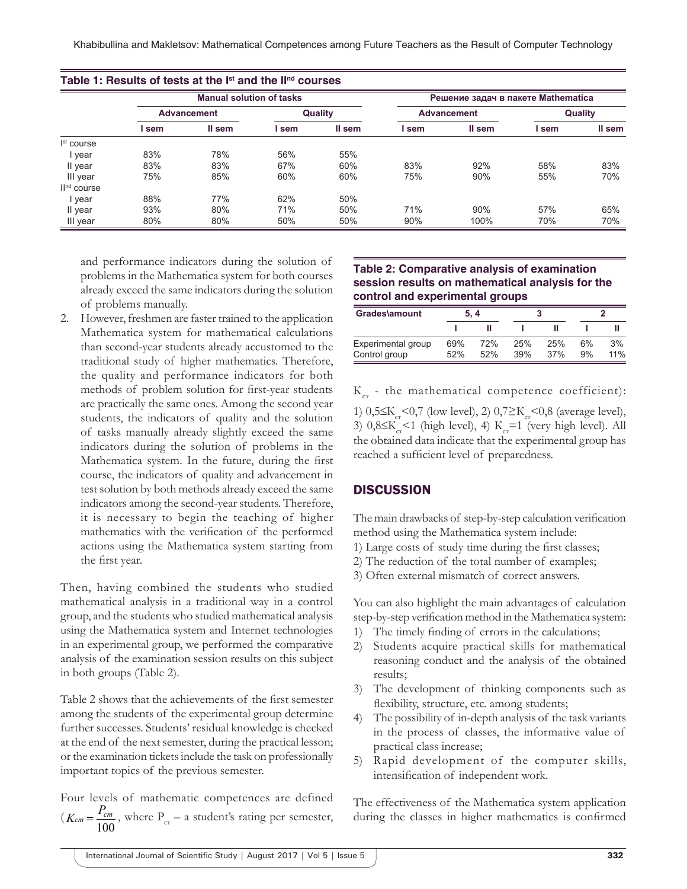**Table 1: Results of tests at the I[st] and the II[nd] courses**

| | Manual solution of tasks | | | | Решение задач в пакете Mathematica | | | |
|---|---|---|---|---|---|---|---|---|
| | Advancement | | Quality | | Advancement | | Quality | |
| | I sem | II sem | I sem | II sem | I sem | II sem | I sem | II sem |
| I[st] course | | | | | | | | |
| I year | 83% | 78% | 56% | 55% | | | | |
| II year | 83% | 83% | 67% | 60% | 83% | 92% | 58% | 83% |
| III year | 75% | 85% | 60% | 60% | 75% | 90% | 55% | 70% |
| II[nd] course | | | | | | | | |
| I year | 88% | 77% | 62% | 50% | | | | |
| II year | 93% | 80% | 71% | 50% | 71% | 90% | 57% | 65% |
| III year | 80% | 80% | 50% | 50% | 90% | 100% | 70% | 70% |

and performance indicators during the solution of problems in the Mathematica system for both courses already exceed the same indicators during the solution of problems manually.

2. However, freshmen are faster trained to the application Mathematica system for mathematical calculations than second-year students already accustomed to the traditional study of higher mathematics. Therefore, the quality and performance indicators for both methods of problem solution for first-year students are practically the same ones. Among the second year students, the indicators of quality and the solution of tasks manually already slightly exceed the same indicators during the solution of problems in the Mathematica system. In the future, during the first course, the indicators of quality and advancement in test solution by both methods already exceed the same indicators among the second-year students. Therefore, it is necessary to begin the teaching of higher mathematics with the verification of the performed actions using the Mathematica system starting from the first year.

Then, having combined the students who studied mathematical analysis in a traditional way in a control group, and the students who studied mathematical analysis using the Mathematica system and Internet technologies in an experimental group, we performed the comparative analysis of the examination session results on this subject in both groups (Table 2).

Table 2 shows that the achievements of the first semester among the students of the experimental group determine further successes. Students' residual knowledge is checked at the end of the next semester, during the practical lesson; or the examination tickets include the task on professionally important topics of the previous semester.

Four levels of mathematic competences are defined ($K_{cm} = \frac{P_{cm}}{100}$, where $P_{ст}$ – a student's rating per semester, $K_{ст}$ - the mathematical competence coefficient): 1) $0,5 \leq K_{ст} < 0,7$ (low level), 2) $0,7 \geq K_{ст} < 0,8$ (average level), 3) $0,8 \leq K_{ст} < 1$ (high level), 4) $K_{ст} = 1$ (very high level). All the obtained data indicate that the experimental group has reached a sufficient level of preparedness.

**Table 2: Comparative analysis of examination session results on mathematical analysis for the control and experimental groups**

| Grades\amount | 5, 4 | | 3 | | 2 | |
|---|---|---|---|---|---|---|
| | I | II | I | II | I | II |
| Experimental group | 69% | 72% | 25% | 25% | 6% | 3% |
| Control group | 52% | 52% | 39% | 37% | 9% | 11% |

## DISCUSSION

The main drawbacks of step-by-step calculation verification method using the Mathematica system include:
1) Large costs of study time during the first classes;
2) The reduction of the total number of examples;
3) Often external mismatch of correct answers.

You can also highlight the main advantages of calculation step-by-step verification method in the Mathematica system:
1) The timely finding of errors in the calculations;
2) Students acquire practical skills for mathematical reasoning conduct and the analysis of the obtained results;
3) The development of thinking components such as flexibility, structure, etc. among students;
4) The possibility of in-depth analysis of the task variants in the process of classes, the informative value of practical class increase;
5) Rapid development of the computer skills, intensification of independent work.

The effectiveness of the Mathematica system application during the classes in higher mathematics is confirmed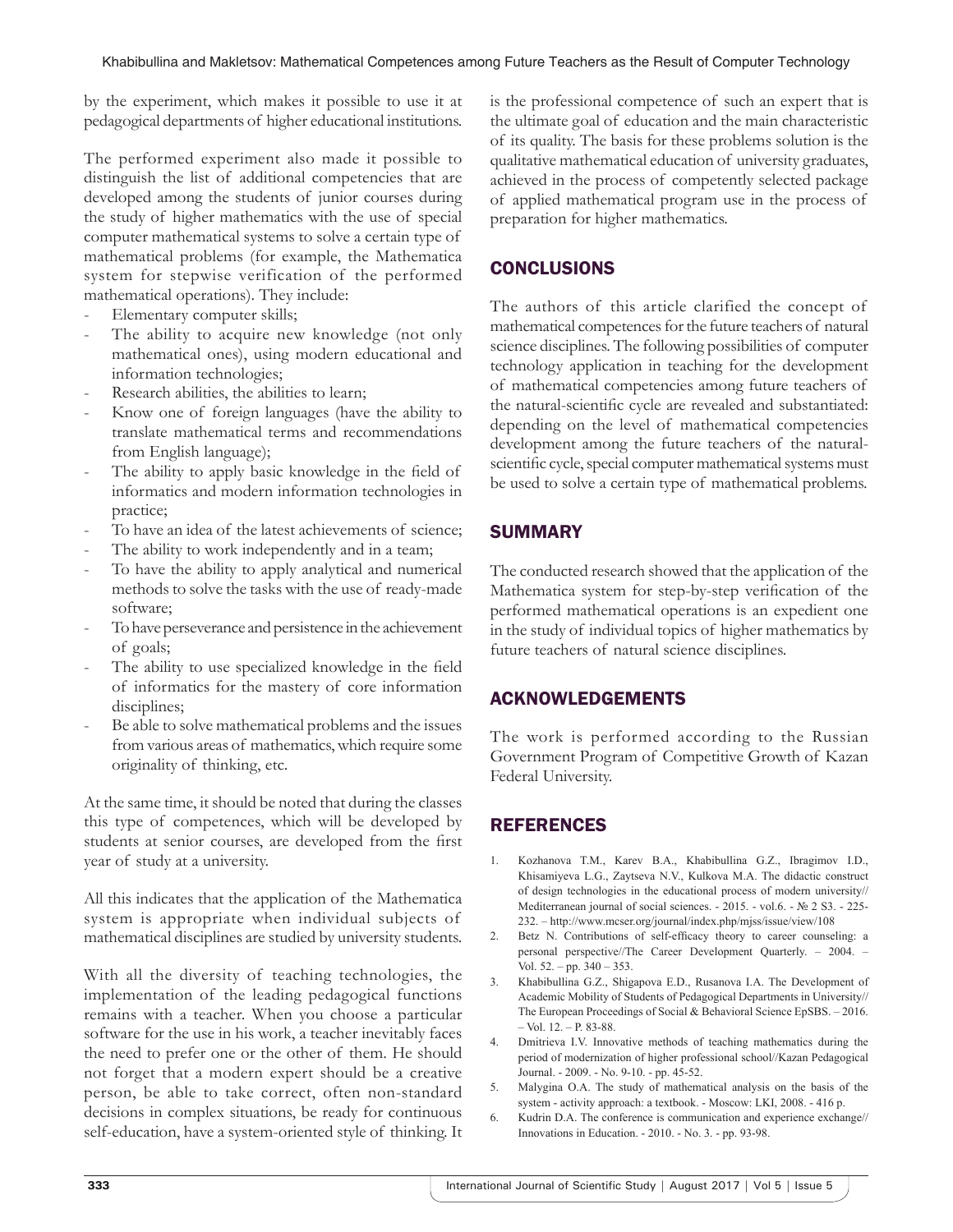by the experiment, which makes it possible to use it at pedagogical departments of higher educational institutions.

The performed experiment also made it possible to distinguish the list of additional competencies that are developed among the students of junior courses during the study of higher mathematics with the use of special computer mathematical systems to solve a certain type of mathematical problems (for example, the Mathematica system for stepwise verification of the performed mathematical operations). They include:

- Elementary computer skills;
- The ability to acquire new knowledge (not only mathematical ones), using modern educational and information technologies;
- Research abilities, the abilities to learn;
- Know one of foreign languages (have the ability to translate mathematical terms and recommendations from English language);
- The ability to apply basic knowledge in the field of informatics and modern information technologies in practice;
- To have an idea of the latest achievements of science;
- The ability to work independently and in a team;
- To have the ability to apply analytical and numerical methods to solve the tasks with the use of ready-made software;
- To have perseverance and persistence in the achievement of goals;
- The ability to use specialized knowledge in the field of informatics for the mastery of core information disciplines;
- Be able to solve mathematical problems and the issues from various areas of mathematics, which require some originality of thinking, etc.

At the same time, it should be noted that during the classes this type of competences, which will be developed by students at senior courses, are developed from the first year of study at a university.

All this indicates that the application of the Mathematica system is appropriate when individual subjects of mathematical disciplines are studied by university students.

With all the diversity of teaching technologies, the implementation of the leading pedagogical functions remains with a teacher. When you choose a particular software for the use in his work, a teacher inevitably faces the need to prefer one or the other of them. He should not forget that a modern expert should be a creative person, be able to take correct, often non-standard decisions in complex situations, be ready for continuous self-education, have a system-oriented style of thinking. It is the professional competence of such an expert that is the ultimate goal of education and the main characteristic of its quality. The basis for these problems solution is the qualitative mathematical education of university graduates, achieved in the process of competently selected package of applied mathematical program use in the process of preparation for higher mathematics.

## CONCLUSIONS

The authors of this article clarified the concept of mathematical competences for the future teachers of natural science disciplines. The following possibilities of computer technology application in teaching for the development of mathematical competencies among future teachers of the natural-scientific cycle are revealed and substantiated: depending on the level of mathematical competencies development among the future teachers of the natural-scientific cycle, special computer mathematical systems must be used to solve a certain type of mathematical problems.

## SUMMARY

The conducted research showed that the application of the Mathematica system for step-by-step verification of the performed mathematical operations is an expedient one in the study of individual topics of higher mathematics by future teachers of natural science disciplines.

## ACKNOWLEDGEMENTS

The work is performed according to the Russian Government Program of Competitive Growth of Kazan Federal University.

## REFERENCES

1. Kozhanova T.M., Karev B.A., Khabibullina G.Z., Ibragimov I.D., Khisamiyeva L.G., Zaytseva N.V., Kulkova M.A. The didactic construct of design technologies in the educational process of modern university// Mediterranean journal of social sciences. - 2015. - vol.6. - № 2 S3. - 225-232. – http://www.mcser.org/journal/index.php/mjss/issue/view/108
2. Betz N. Contributions of self-efficacy theory to career counseling: a personal perspective//The Career Development Quarterly. – 2004. – Vol. 52. – pp. 340 – 353.
3. Khabibullina G.Z., Shigapova E.D., Rusanova I.A. The Development of Academic Mobility of Students of Pedagogical Departments in University// The European Proceedings of Social & Behavioral Science EpSBS. – 2016. – Vol. 12. – P. 83-88.
4. Dmitrieva I.V. Innovative methods of teaching mathematics during the period of modernization of higher professional school//Kazan Pedagogical Journal. - 2009. - No. 9-10. - pp. 45-52.
5. Malygina O.A. The study of mathematical analysis on the basis of the system - activity approach: a textbook. - Moscow: LKI, 2008. - 416 p.
6. Kudrin D.A. The conference is communication and experience exchange// Innovations in Education. - 2010. - No. 3. - pp. 93-98.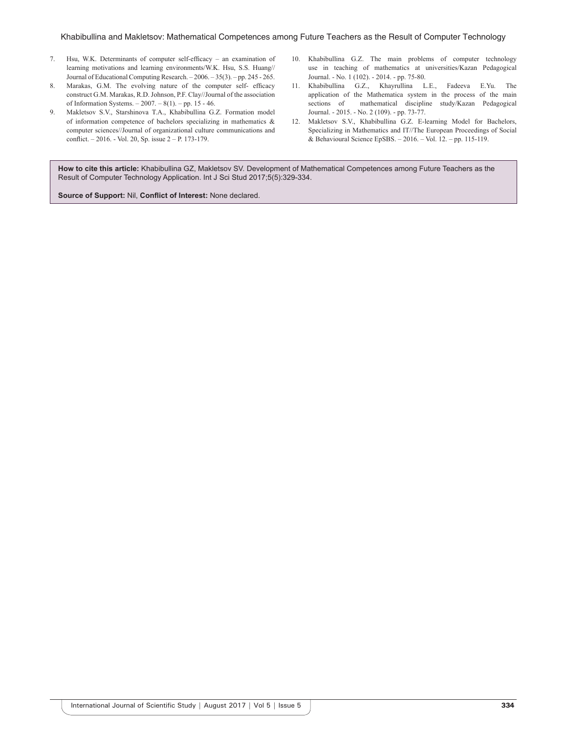7. Hsu, W.K. Determinants of computer self-efficacy – an examination of learning motivations and learning environments/W.K. Hsu, S.S. Huang// Journal of Educational Computing Research. – 2006. – 35(3). – pp. 245 - 265.
8. Marakas, G.M. The evolving nature of the computer self- efficacy construct G.M. Marakas, R.D. Johnson, P.F. Clay//Journal of the association of Information Systems. – 2007. – 8(1). – pp. 15 - 46.
9. Makletsov S.V., Starshinova T.A., Khabibullina G.Z. Formation model of information competence of bachelors specializing in mathematics & computer sciences//Journal of organizational culture communications and conflict. – 2016. - Vol. 20, Sp. issue 2 – P. 173-179.
10. Khabibullina G.Z. The main problems of computer technology use in teaching of mathematics at universities/Kazan Pedagogical Journal. - No. 1 (102). - 2014. - pp. 75-80.
11. Khabibullina G.Z., Khayrullina L.E., Fadeeva E.Yu. The application of the Mathematica system in the process of the main sections of mathematical discipline study/Kazan Pedagogical Journal. - 2015. - No. 2 (109). - pp. 73-77.
12. Makletsov S.V., Khabibullina G.Z. E-learning Model for Bachelors, Specializing in Mathematics and IT//The European Proceedings of Social & Behavioural Science EpSBS. – 2016. – Vol. 12. – pp. 115-119.

**How to cite this article:** Khabibullina GZ, Makletsov SV. Development of Mathematical Competences among Future Teachers as the Result of Computer Technology Application. Int J Sci Stud 2017;5(5):329-334.

**Source of Support:** Nil, **Conflict of Interest:** None declared.